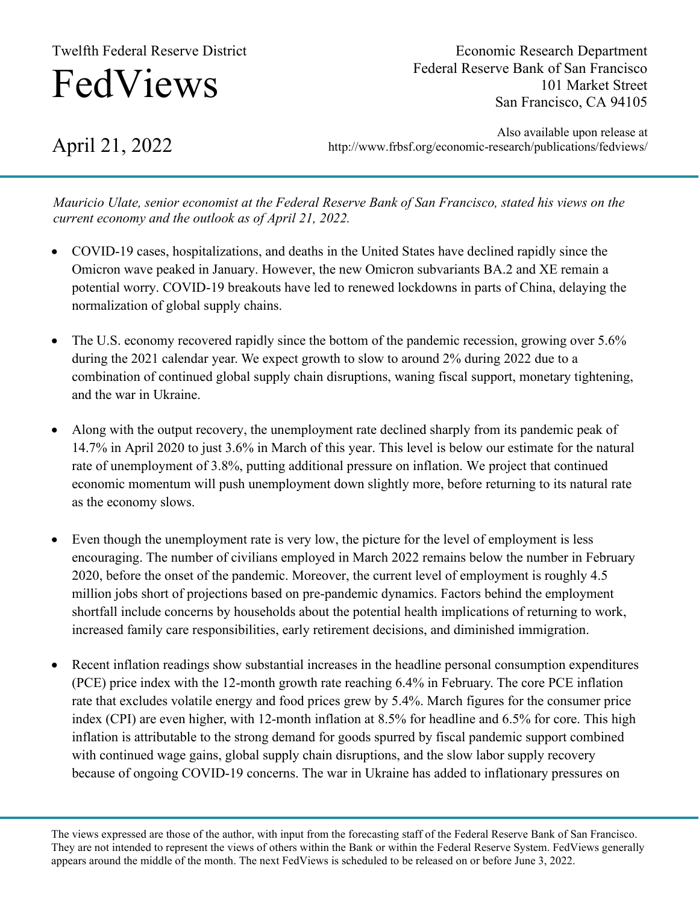Twelfth Federal Reserve District

# FedViews

Economic Research Department
Federal Reserve Bank of San Francisco
101 Market Street
San Francisco, CA 94105

## April 21, 2022

Also available upon release at
http://www.frbsf.org/economic-research/publications/fedviews/

*Mauricio Ulate, senior economist at the Federal Reserve Bank of San Francisco, stated his views on the current economy and the outlook as of April 21, 2022.*

- COVID-19 cases, hospitalizations, and deaths in the United States have declined rapidly since the Omicron wave peaked in January. However, the new Omicron subvariants BA.2 and XE remain a potential worry. COVID-19 breakouts have led to renewed lockdowns in parts of China, delaying the normalization of global supply chains.

- The U.S. economy recovered rapidly since the bottom of the pandemic recession, growing over 5.6% during the 2021 calendar year. We expect growth to slow to around 2% during 2022 due to a combination of continued global supply chain disruptions, waning fiscal support, monetary tightening, and the war in Ukraine.

- Along with the output recovery, the unemployment rate declined sharply from its pandemic peak of 14.7% in April 2020 to just 3.6% in March of this year. This level is below our estimate for the natural rate of unemployment of 3.8%, putting additional pressure on inflation. We project that continued economic momentum will push unemployment down slightly more, before returning to its natural rate as the economy slows.

- Even though the unemployment rate is very low, the picture for the level of employment is less encouraging. The number of civilians employed in March 2022 remains below the number in February 2020, before the onset of the pandemic. Moreover, the current level of employment is roughly 4.5 million jobs short of projections based on pre-pandemic dynamics. Factors behind the employment shortfall include concerns by households about the potential health implications of returning to work, increased family care responsibilities, early retirement decisions, and diminished immigration.

- Recent inflation readings show substantial increases in the headline personal consumption expenditures (PCE) price index with the 12-month growth rate reaching 6.4% in February. The core PCE inflation rate that excludes volatile energy and food prices grew by 5.4%. March figures for the consumer price index (CPI) are even higher, with 12-month inflation at 8.5% for headline and 6.5% for core. This high inflation is attributable to the strong demand for goods spurred by fiscal pandemic support combined with continued wage gains, global supply chain disruptions, and the slow labor supply recovery because of ongoing COVID-19 concerns. The war in Ukraine has added to inflationary pressures on

The views expressed are those of the author, with input from the forecasting staff of the Federal Reserve Bank of San Francisco. They are not intended to represent the views of others within the Bank or within the Federal Reserve System. FedViews generally appears around the middle of the month. The next FedViews is scheduled to be released on or before June 3, 2022.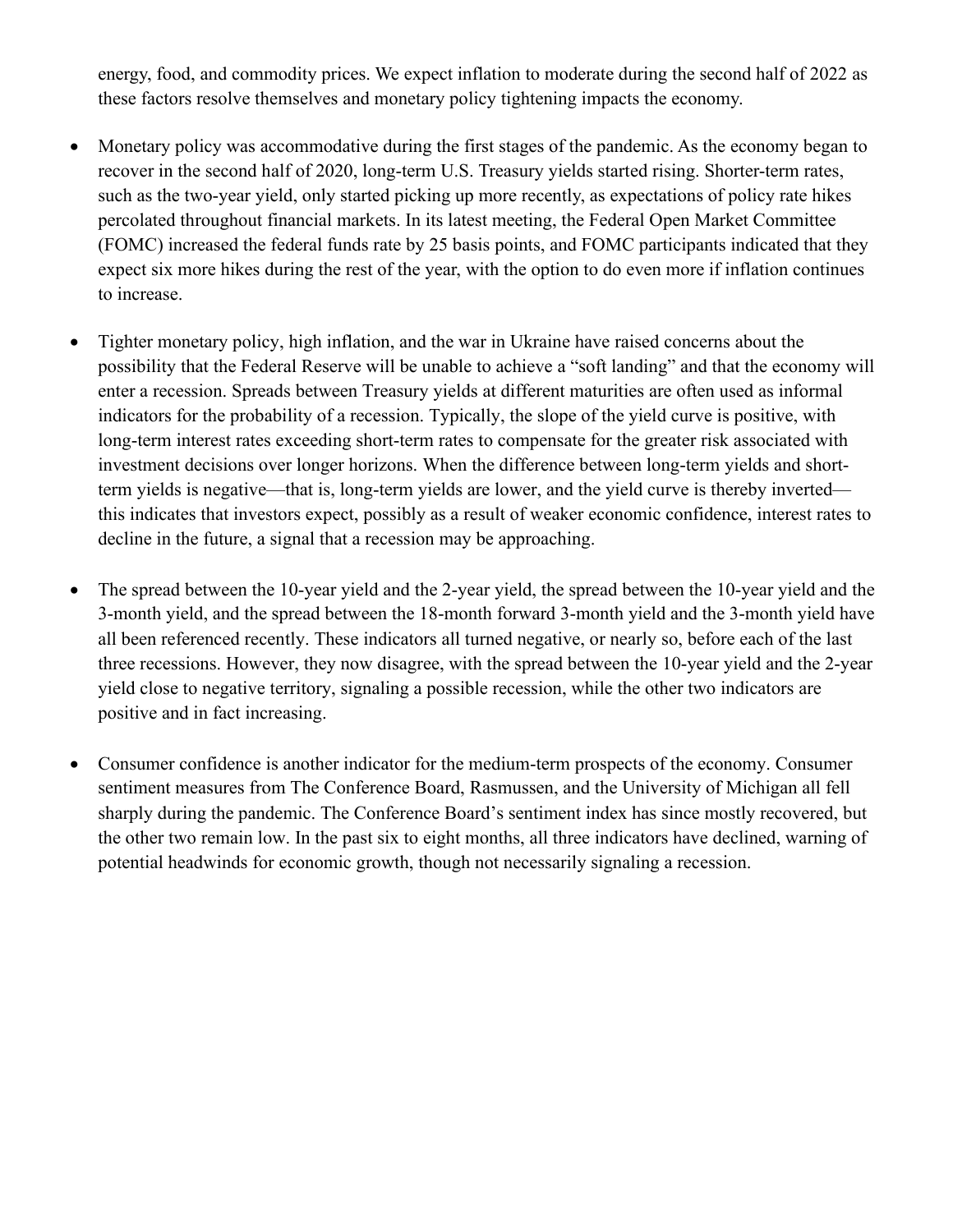energy, food, and commodity prices. We expect inflation to moderate during the second half of 2022 as these factors resolve themselves and monetary policy tightening impacts the economy.

- Monetary policy was accommodative during the first stages of the pandemic. As the economy began to recover in the second half of 2020, long-term U.S. Treasury yields started rising. Shorter-term rates, such as the two-year yield, only started picking up more recently, as expectations of policy rate hikes percolated throughout financial markets. In its latest meeting, the Federal Open Market Committee (FOMC) increased the federal funds rate by 25 basis points, and FOMC participants indicated that they expect six more hikes during the rest of the year, with the option to do even more if inflation continues to increase.

- Tighter monetary policy, high inflation, and the war in Ukraine have raised concerns about the possibility that the Federal Reserve will be unable to achieve a "soft landing" and that the economy will enter a recession. Spreads between Treasury yields at different maturities are often used as informal indicators for the probability of a recession. Typically, the slope of the yield curve is positive, with long-term interest rates exceeding short-term rates to compensate for the greater risk associated with investment decisions over longer horizons. When the difference between long-term yields and short-term yields is negative—that is, long-term yields are lower, and the yield curve is thereby inverted—this indicates that investors expect, possibly as a result of weaker economic confidence, interest rates to decline in the future, a signal that a recession may be approaching.

- The spread between the 10-year yield and the 2-year yield, the spread between the 10-year yield and the 3-month yield, and the spread between the 18-month forward 3-month yield and the 3-month yield have all been referenced recently. These indicators all turned negative, or nearly so, before each of the last three recessions. However, they now disagree, with the spread between the 10-year yield and the 2-year yield close to negative territory, signaling a possible recession, while the other two indicators are positive and in fact increasing.

- Consumer confidence is another indicator for the medium-term prospects of the economy. Consumer sentiment measures from The Conference Board, Rasmussen, and the University of Michigan all fell sharply during the pandemic. The Conference Board's sentiment index has since mostly recovered, but the other two remain low. In the past six to eight months, all three indicators have declined, warning of potential headwinds for economic growth, though not necessarily signaling a recession.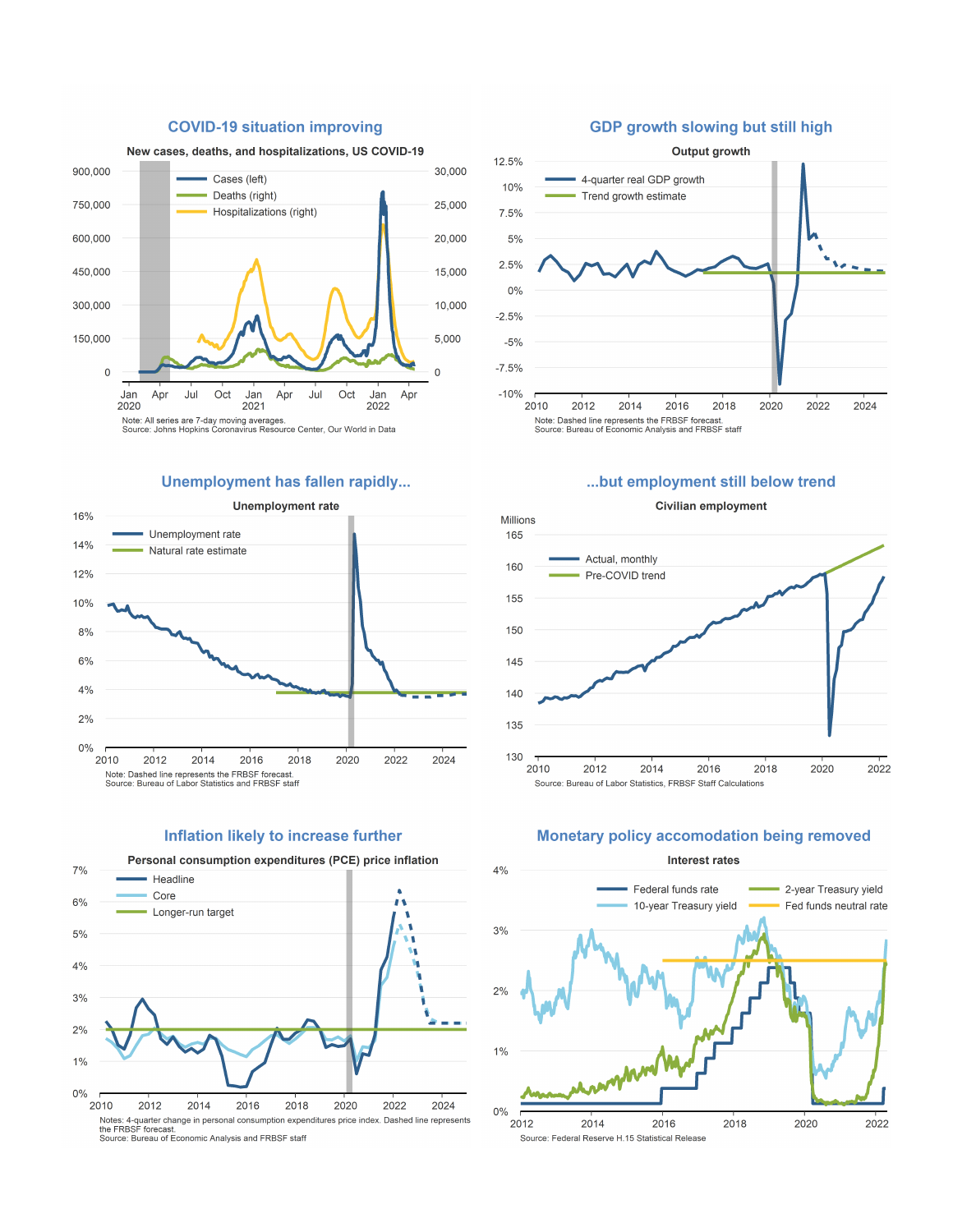## COVID-19 situation improving

**New cases, deaths, and hospitalizations, US COVID-19**

Cases (left)
Deaths (right)
Hospitalizations (right)

Note: All series are 7-day moving averages.
Source: Johns Hopkins Coronavirus Resource Center, Our World in Data

## GDP growth slowing but still high

**Output growth**

4-quarter real GDP growth
Trend growth estimate

Note: Dashed line represents the FRBSF forecast.
Source: Bureau of Economic Analysis and FRBSF staff

## Unemployment has fallen rapidly...

**Unemployment rate**

Unemployment rate
Natural rate estimate

Note: Dashed line represents the FRBSF forecast.
Source: Bureau of Labor Statistics and FRBSF staff

## ...but employment still below trend

**Civilian employment**

Millions

Actual, monthly
Pre-COVID trend

Source: Bureau of Labor Statistics, FRBSF Staff Calculations

## Inflation likely to increase further

**Personal consumption expenditures (PCE) price inflation**

Headline
Core
Longer-run target

Notes: 4-quarter change in personal consumption expenditures price index. Dashed line represents the FRBSF forecast.
Source: Bureau of Economic Analysis and FRBSF staff

## Monetary policy accomodation being removed

**Interest rates**

Federal funds rate
10-year Treasury yield
2-year Treasury yield
Fed funds neutral rate

Source: Federal Reserve H.15 Statistical Release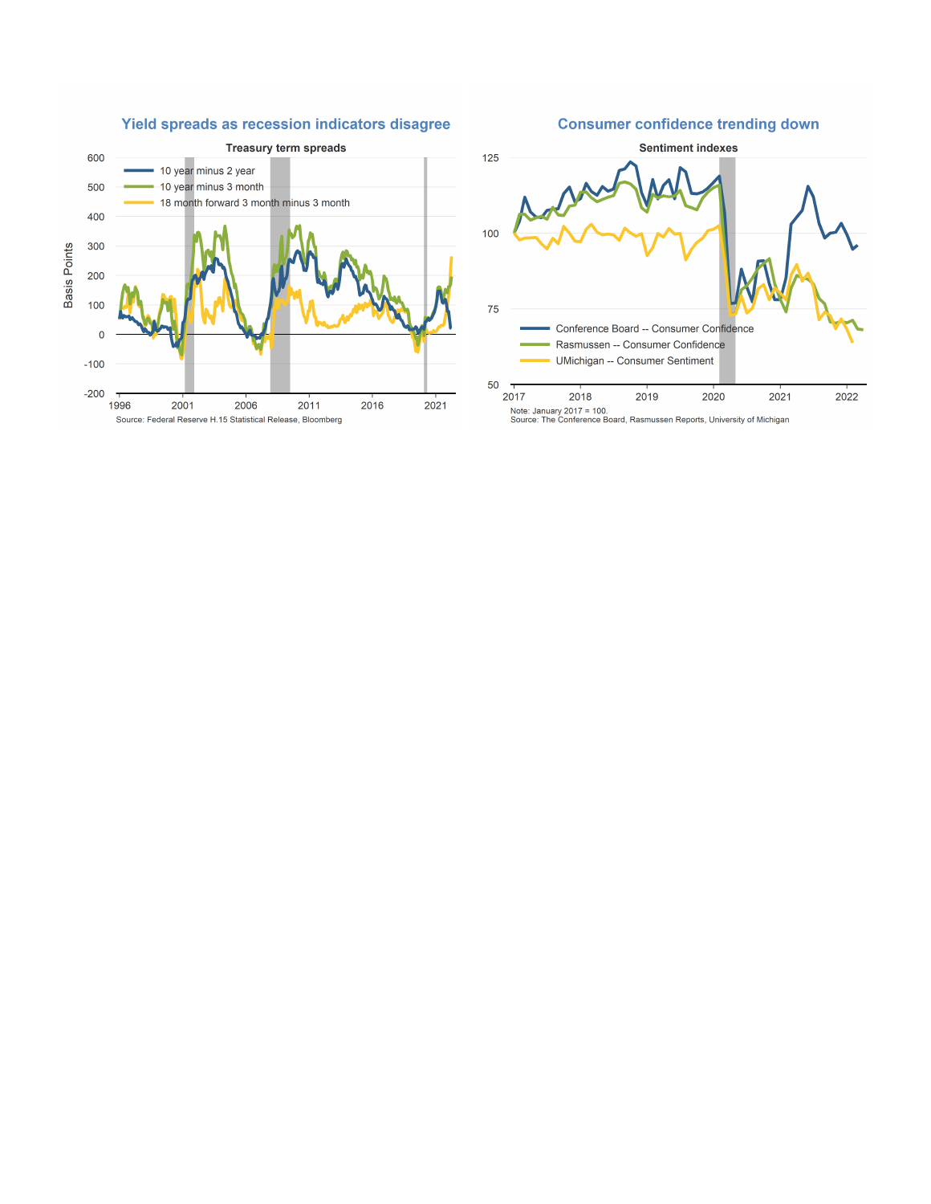## Yield spreads as recession indicators disagree

Treasury term spreads

Basis Points

600
500
400
300
200
100
0
-100
-200

1996
2001
2006
2011
2016
2021

10 year minus 2 year
10 year minus 3 month
18 month forward 3 month minus 3 month

Source: Federal Reserve H.15 Statistical Release, Bloomberg

## Consumer confidence trending down

Sentiment indexes

125
100
75
50

2017
2018
2019
2020
2021
2022

Conference Board -- Consumer Confidence
Rasmussen -- Consumer Confidence
UMichigan -- Consumer Sentiment

Note: January 2017 = 100.
Source: The Conference Board, Rasmussen Reports, University of Michigan